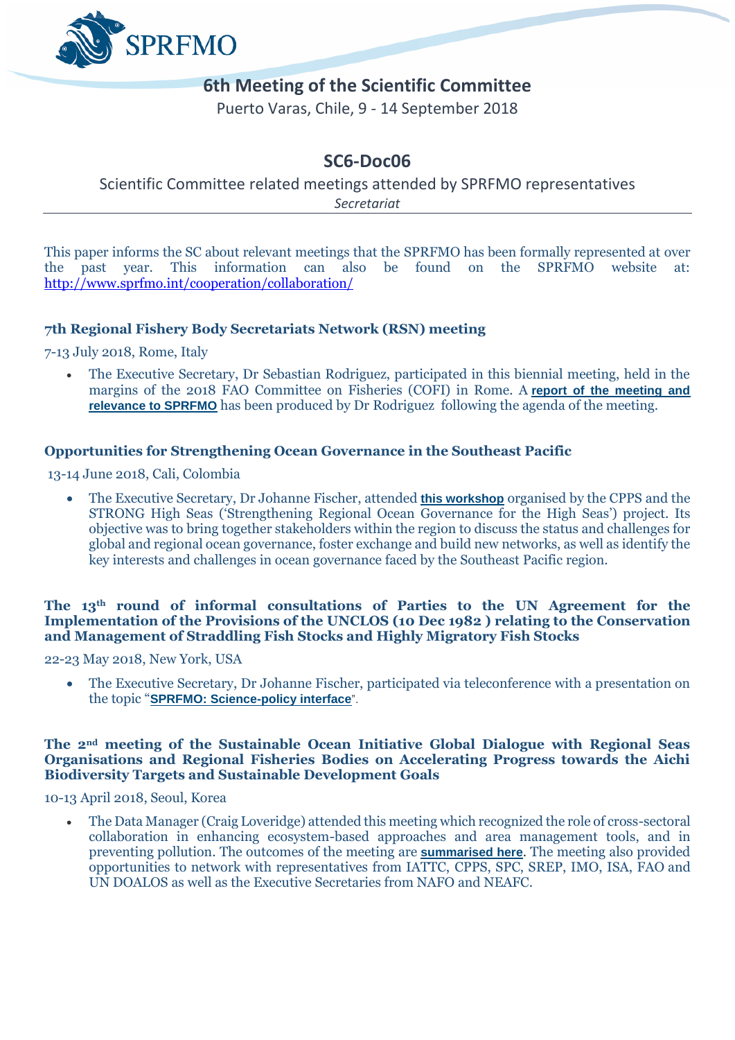SPRFMO

# 6th Meeting of the Scientific Committee

Puerto Varas, Chile, 9 - 14 September 2018

## SC6-Doc06

Scientific Committee related meetings attended by SPRFMO representatives

*Secretariat*

---

This paper informs the SC about relevant meetings that the SPRFMO has been formally represented at over the past year. This information can also be found on the SPRFMO website at: http://www.sprfmo.int/cooperation/collaboration/

### 7th Regional Fishery Body Secretariats Network (RSN) meeting

7-13 July 2018, Rome, Italy

- The Executive Secretary, Dr Sebastian Rodriguez, participated in this biennial meeting, held in the margins of the 2018 FAO Committee on Fisheries (COFI) in Rome. A **report of the meeting and relevance to SPRFMO** has been produced by Dr Rodriguez following the agenda of the meeting.

### Opportunities for Strengthening Ocean Governance in the Southeast Pacific

13-14 June 2018, Cali, Colombia

- The Executive Secretary, Dr Johanne Fischer, attended **this workshop** organised by the CPPS and the STRONG High Seas ('Strengthening Regional Ocean Governance for the High Seas') project. Its objective was to bring together stakeholders within the region to discuss the status and challenges for global and regional ocean governance, foster exchange and build new networks, as well as identify the key interests and challenges in ocean governance faced by the Southeast Pacific region.

### The 13th round of informal consultations of Parties to the UN Agreement for the Implementation of the Provisions of the UNCLOS (10 Dec 1982 ) relating to the Conservation and Management of Straddling Fish Stocks and Highly Migratory Fish Stocks

22-23 May 2018, New York, USA

- The Executive Secretary, Dr Johanne Fischer, participated via teleconference with a presentation on the topic "**SPRFMO: Science-policy interface**".

### The 2nd meeting of the Sustainable Ocean Initiative Global Dialogue with Regional Seas Organisations and Regional Fisheries Bodies on Accelerating Progress towards the Aichi Biodiversity Targets and Sustainable Development Goals

10-13 April 2018, Seoul, Korea

- The Data Manager (Craig Loveridge) attended this meeting which recognized the role of cross-sectoral collaboration in enhancing ecosystem-based approaches and area management tools, and in preventing pollution. The outcomes of the meeting are **summarised here**. The meeting also provided opportunities to network with representatives from IATTC, CPPS, SPC, SREP, IMO, ISA, FAO and UN DOALOS as well as the Executive Secretaries from NAFO and NEAFC.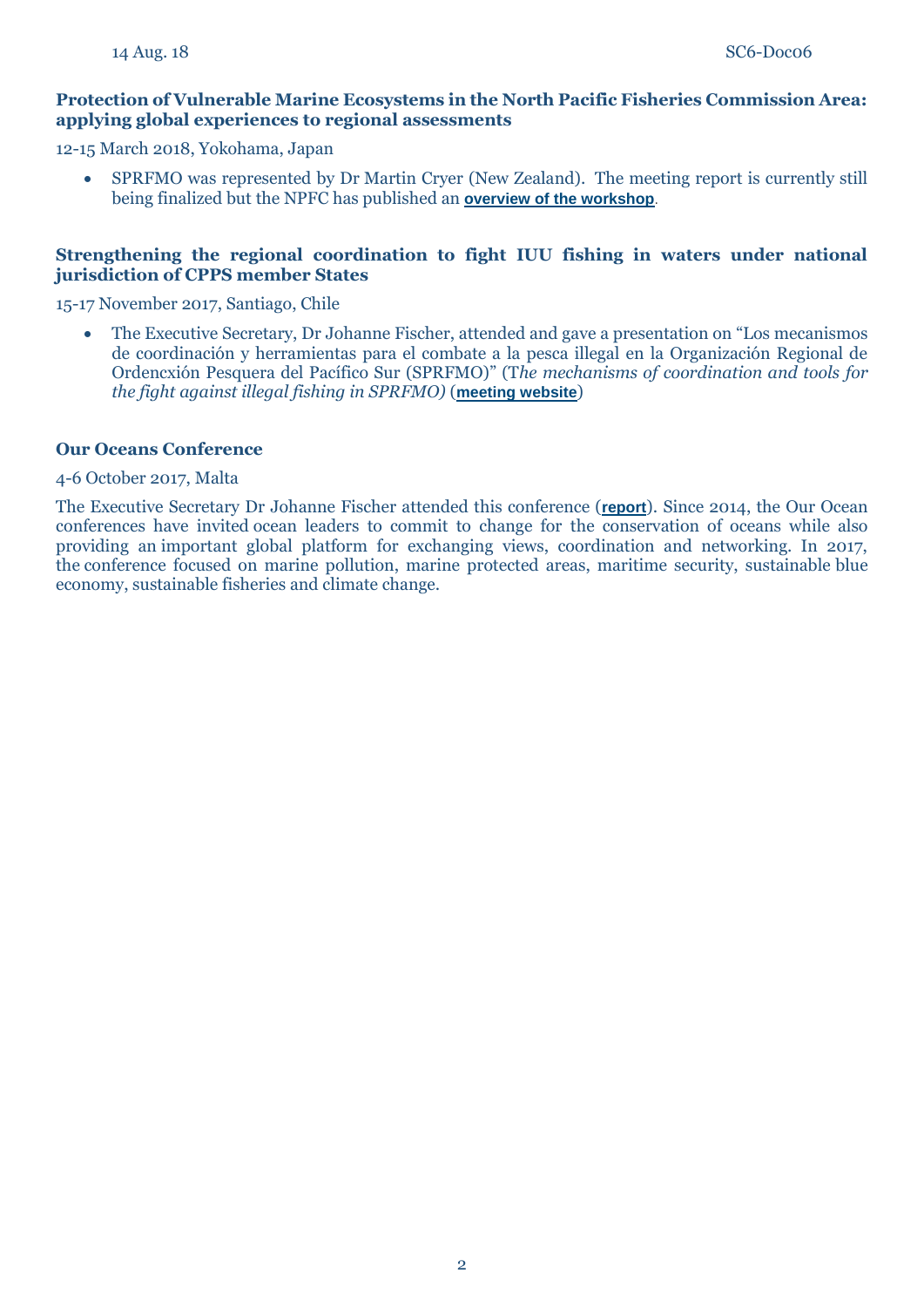**Protection of Vulnerable Marine Ecosystems in the North Pacific Fisheries Commission Area: applying global experiences to regional assessments**

12-15 March 2018, Yokohama, Japan

- SPRFMO was represented by Dr Martin Cryer (New Zealand). The meeting report is currently still being finalized but the NPFC has published an **overview of the workshop**.

**Strengthening the regional coordination to fight IUU fishing in waters under national jurisdiction of CPPS member States**

15-17 November 2017, Santiago, Chile

- The Executive Secretary, Dr Johanne Fischer, attended and gave a presentation on "Los mecanismos de coordinación y herramientas para el combate a la pesca illegal en la Organización Regional de Ordencxión Pesquera del Pacífico Sur (SPRFMO)" (T*he mechanisms of coordination and tools for the fight against illegal fishing in SPRFMO)* (**meeting website**)

**Our Oceans Conference**

4-6 October 2017, Malta

The Executive Secretary Dr Johanne Fischer attended this conference (**report**). Since 2014, the Our Ocean conferences have invited ocean leaders to commit to change for the conservation of oceans while also providing an important global platform for exchanging views, coordination and networking. In 2017, the conference focused on marine pollution, marine protected areas, maritime security, sustainable blue economy, sustainable fisheries and climate change.